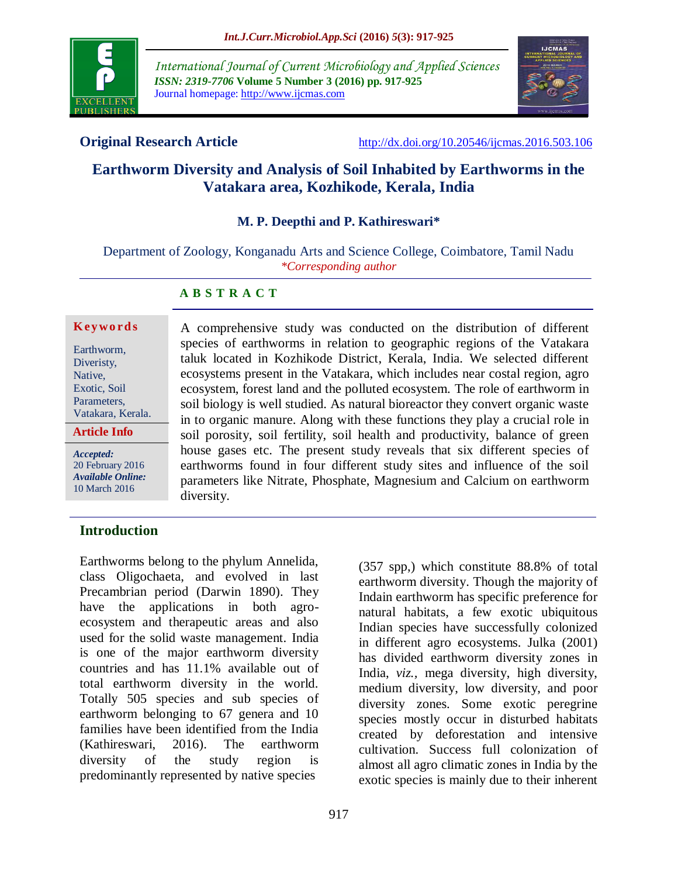International Journal of Current Microbiology and Applied Sciences
*ISSN: 2319-7706* **Volume 5 Number 3 (2016) pp. 917-925**
Journal homepage: http://www.ijcmas.com

**Original Research Article** http://dx.doi.org/10.20546/ijcmas.2016.503.106

# Earthworm Diversity and Analysis of Soil Inhabited by Earthworms in the Vatakara area, Kozhikode, Kerala, India

**M. P. Deepthi and P. Kathireswari***

Department of Zoology, Konganadu Arts and Science College, Coimbatore, Tamil Nadu
*\*Corresponding author*

## ABSTRACT

**Keywords**

Earthworm, Diveristy, Native, Exotic, Soil Parameters, Vatakara, Kerala.

**Article Info**

*Accepted:* 20 February 2016
*Available Online:* 10 March 2016

A comprehensive study was conducted on the distribution of different species of earthworms in relation to geographic regions of the Vatakara taluk located in Kozhikode District, Kerala, India. We selected different ecosystems present in the Vatakara, which includes near costal region, agro ecosystem, forest land and the polluted ecosystem. The role of earthworm in soil biology is well studied. As natural bioreactor they convert organic waste in to organic manure. Along with these functions they play a crucial role in soil porosity, soil fertility, soil health and productivity, balance of green house gases etc. The present study reveals that six different species of earthworms found in four different study sites and influence of the soil parameters like Nitrate, Phosphate, Magnesium and Calcium on earthworm diversity.

## Introduction

Earthworms belong to the phylum Annelida, class Oligochaeta, and evolved in last Precambrian period (Darwin 1890). They have the applications in both agro-ecosystem and therapeutic areas and also used for the solid waste management. India is one of the major earthworm diversity countries and has 11.1% available out of total earthworm diversity in the world. Totally 505 species and sub species of earthworm belonging to 67 genera and 10 families have been identified from the India (Kathireswari, 2016). The earthworm diversity of the study region is predominantly represented by native species (357 spp,) which constitute 88.8% of total earthworm diversity. Though the majority of Indain earthworm has specific preference for natural habitats, a few exotic ubiquitous Indian species have successfully colonized in different agro ecosystems. Julka (2001) has divided earthworm diversity zones in India, *viz.*, mega diversity, high diversity, medium diversity, low diversity, and poor diversity zones. Some exotic peregrine species mostly occur in disturbed habitats created by deforestation and intensive cultivation. Success full colonization of almost all agro climatic zones in India by the exotic species is mainly due to their inherent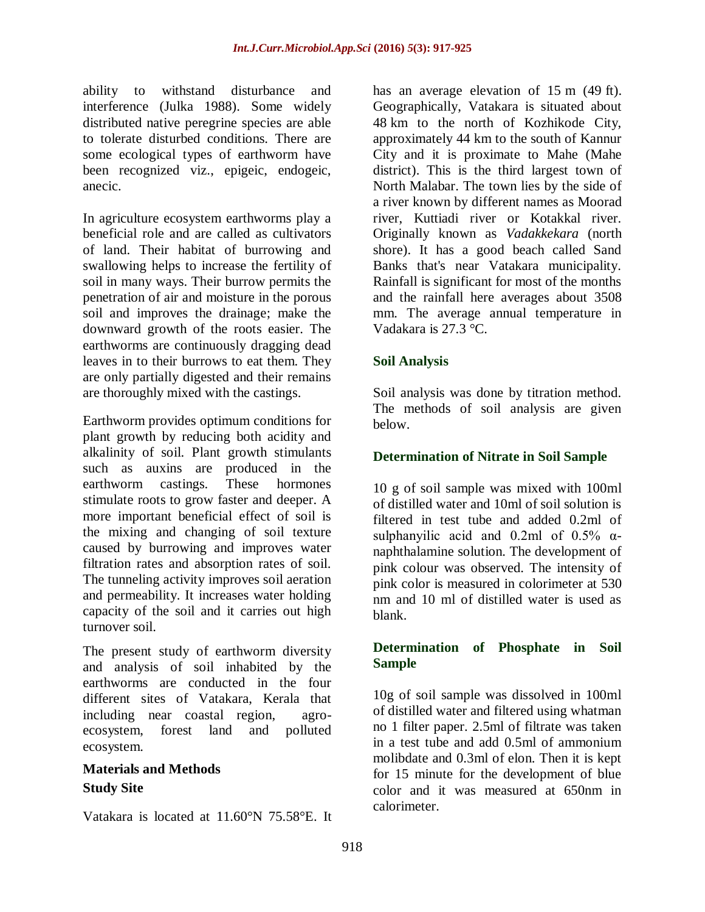ability to withstand disturbance and interference (Julka 1988). Some widely distributed native peregrine species are able to tolerate disturbed conditions. There are some ecological types of earthworm have been recognized viz., epigeic, endogeic, anecic.

In agriculture ecosystem earthworms play a beneficial role and are called as cultivators of land. Their habitat of burrowing and swallowing helps to increase the fertility of soil in many ways. Their burrow permits the penetration of air and moisture in the porous soil and improves the drainage; make the downward growth of the roots easier. The earthworms are continuously dragging dead leaves in to their burrows to eat them. They are only partially digested and their remains are thoroughly mixed with the castings.

Earthworm provides optimum conditions for plant growth by reducing both acidity and alkalinity of soil. Plant growth stimulants such as auxins are produced in the earthworm castings. These hormones stimulate roots to grow faster and deeper. A more important beneficial effect of soil is the mixing and changing of soil texture caused by burrowing and improves water filtration rates and absorption rates of soil. The tunneling activity improves soil aeration and permeability. It increases water holding capacity of the soil and it carries out high turnover soil.

The present study of earthworm diversity and analysis of soil inhabited by the earthworms are conducted in the four different sites of Vatakara, Kerala that including near coastal region, agro-ecosystem, forest land and polluted ecosystem.

## Materials and Methods

### Study Site

Vatakara is located at 11.60°N 75.58°E. It has an average elevation of 15 m (49 ft). Geographically, Vatakara is situated about 48 km to the north of Kozhikode City, approximately 44 km to the south of Kannur City and it is proximate to Mahe (Mahe district). This is the third largest town of North Malabar. The town lies by the side of a river known by different names as Moorad river, Kuttiadi river or Kotakkal river. Originally known as *Vadakkekara* (north shore). It has a good beach called Sand Banks that's near Vatakara municipality. Rainfall is significant for most of the months and the rainfall here averages about 3508 mm. The average annual temperature in Vadakara is 27.3 °C.

### Soil Analysis

Soil analysis was done by titration method. The methods of soil analysis are given below.

### Determination of Nitrate in Soil Sample

10 g of soil sample was mixed with 100ml of distilled water and 10ml of soil solution is filtered in test tube and added 0.2ml of sulphanyilic acid and 0.2ml of 0.5% α-naphthalamine solution. The development of pink colour was observed. The intensity of pink color is measured in colorimeter at 530 nm and 10 ml of distilled water is used as blank.

### Determination of Phosphate in Soil Sample

10g of soil sample was dissolved in 100ml of distilled water and filtered using whatman no 1 filter paper. 2.5ml of filtrate was taken in a test tube and add 0.5ml of ammonium molibdate and 0.3ml of elon. Then it is kept for 15 minute for the development of blue color and it was measured at 650nm in calorimeter.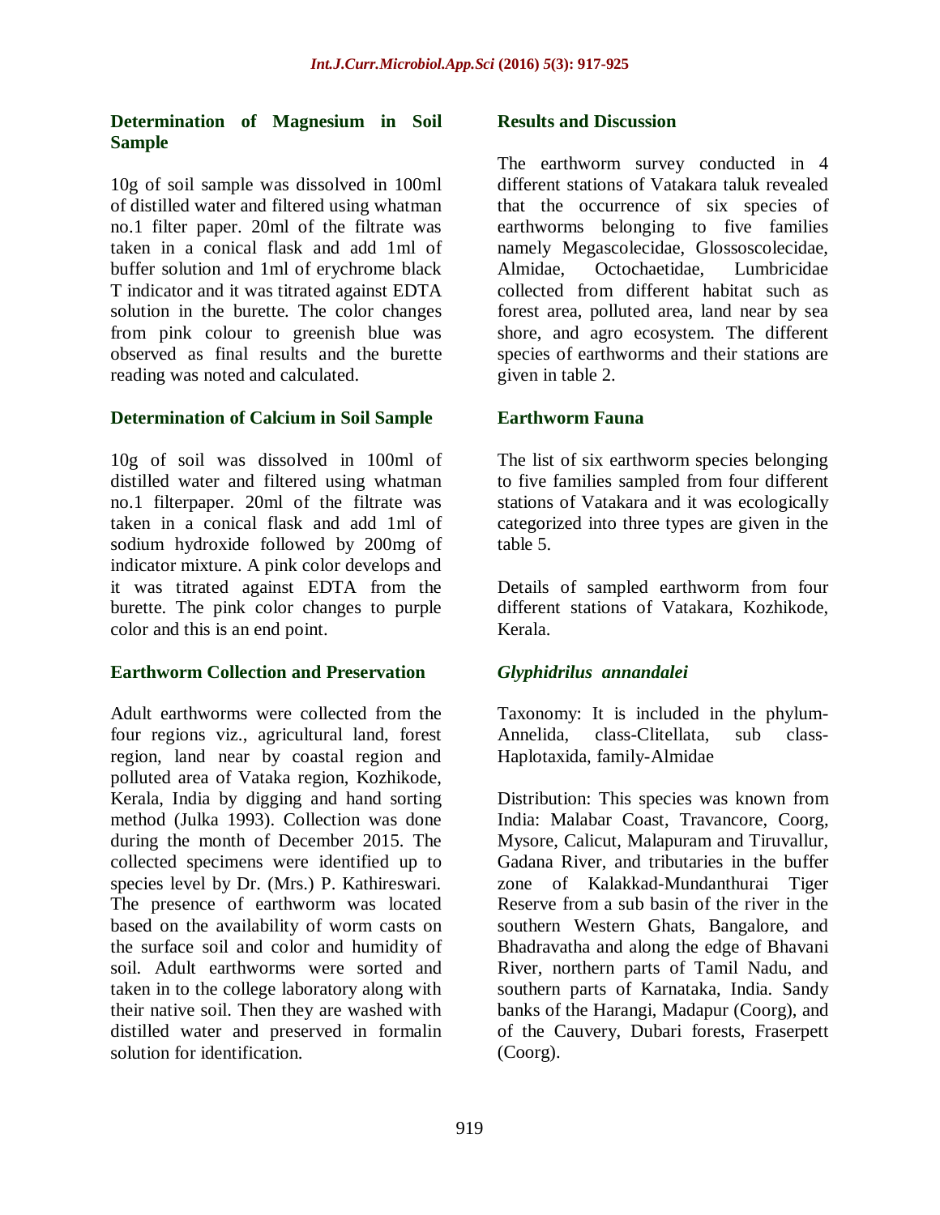### Determination of Magnesium in Soil Sample

10g of soil sample was dissolved in 100ml of distilled water and filtered using whatman no.1 filter paper. 20ml of the filtrate was taken in a conical flask and add 1ml of buffer solution and 1ml of erychrome black T indicator and it was titrated against EDTA solution in the burette. The color changes from pink colour to greenish blue was observed as final results and the burette reading was noted and calculated.

### Determination of Calcium in Soil Sample

10g of soil was dissolved in 100ml of distilled water and filtered using whatman no.1 filterpaper. 20ml of the filtrate was taken in a conical flask and add 1ml of sodium hydroxide followed by 200mg of indicator mixture. A pink color develops and it was titrated against EDTA from the burette. The pink color changes to purple color and this is an end point.

### Earthworm Collection and Preservation

Adult earthworms were collected from the four regions viz., agricultural land, forest region, land near by coastal region and polluted area of Vataka region, Kozhikode, Kerala, India by digging and hand sorting method (Julka 1993). Collection was done during the month of December 2015. The collected specimens were identified up to species level by Dr. (Mrs.) P. Kathireswari. The presence of earthworm was located based on the availability of worm casts on the surface soil and color and humidity of soil. Adult earthworms were sorted and taken in to the college laboratory along with their native soil. Then they are washed with distilled water and preserved in formalin solution for identification.

## Results and Discussion

The earthworm survey conducted in 4 different stations of Vatakara taluk revealed that the occurrence of six species of earthworms belonging to five families namely Megascolecidae, Glossoscolecidae, Almidae, Octochaetidae, Lumbricidae collected from different habitat such as forest area, polluted area, land near by sea shore, and agro ecosystem. The different species of earthworms and their stations are given in table 2.

### Earthworm Fauna

The list of six earthworm species belonging to five families sampled from four different stations of Vatakara and it was ecologically categorized into three types are given in the table 5.

Details of sampled earthworm from four different stations of Vatakara, Kozhikode, Kerala.

### *Glyphidrilus annandalei*

Taxonomy: It is included in the phylum-Annelida, class-Clitellata, sub class-Haplotaxida, family-Almidae

Distribution: This species was known from India: Malabar Coast, Travancore, Coorg, Mysore, Calicut, Malapuram and Tiruvallur, Gadana River, and tributaries in the buffer zone of Kalakkad-Mundanthurai Tiger Reserve from a sub basin of the river in the southern Western Ghats, Bangalore, and Bhadravatha and along the edge of Bhavani River, northern parts of Tamil Nadu, and southern parts of Karnataka, India. Sandy banks of the Harangi, Madapur (Coorg), and of the Cauvery, Dubari forests, Fraserpett (Coorg).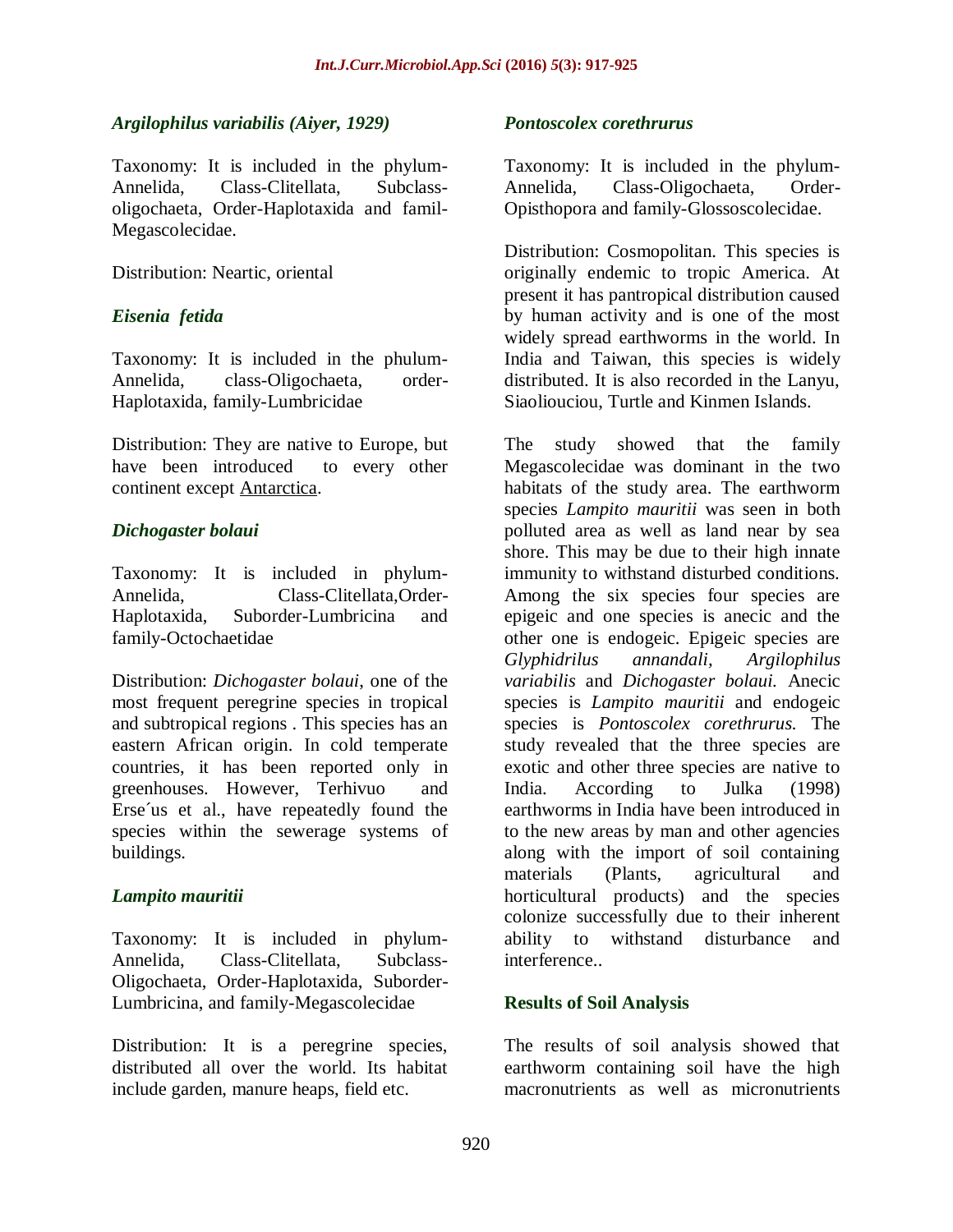### *Argilophilus variabilis (Aiyer, 1929)*

Taxonomy: It is included in the phylum-Annelida, Class-Clitellata, Subclass-oligochaeta, Order-Haplotaxida and famil-Megascolecidae.

Distribution: Neartic, oriental

### *Eisenia fetida*

Taxonomy: It is included in the phulum-Annelida, class-Oligochaeta, order-Haplotaxida, family-Lumbricidae

Distribution: They are native to Europe, but have been introduced to every other continent except Antarctica.

### *Dichogaster bolaui*

Taxonomy: It is included in phylum-Annelida, Class-Clitellata,Order-Haplotaxida, Suborder-Lumbricina and family-Octochaetidae

Distribution: *Dichogaster bolaui*, one of the most frequent peregrine species in tropical and subtropical regions . This species has an eastern African origin. In cold temperate countries, it has been reported only in greenhouses. However, Terhivuo and Erse´us et al., have repeatedly found the species within the sewerage systems of buildings.

### *Lampito mauritii*

Taxonomy: It is included in phylum-Annelida, Class-Clitellata, Subclass-Oligochaeta, Order-Haplotaxida, Suborder-Lumbricina, and family-Megascolecidae

Distribution: It is a peregrine species, distributed all over the world. Its habitat include garden, manure heaps, field etc.

### *Pontoscolex corethrurus*

Taxonomy: It is included in the phylum-Annelida, Class-Oligochaeta, Order-Opisthopora and family-Glossoscolecidae.

Distribution: Cosmopolitan. This species is originally endemic to tropic America. At present it has pantropical distribution caused by human activity and is one of the most widely spread earthworms in the world. In India and Taiwan, this species is widely distributed. It is also recorded in the Lanyu, Siaoliouciou, Turtle and Kinmen Islands.

The study showed that the family Megascolecidae was dominant in the two habitats of the study area. The earthworm species *Lampito mauritii* was seen in both polluted area as well as land near by sea shore. This may be due to their high innate immunity to withstand disturbed conditions. Among the six species four species are epigeic and one species is anecic and the other one is endogeic. Epigeic species are *Glyphidrilus annandali, Argilophilus variabilis* and *Dichogaster bolaui.* Anecic species is *Lampito mauritii* and endogeic species is *Pontoscolex corethrurus.* The study revealed that the three species are exotic and other three species are native to India. According to Julka (1998) earthworms in India have been introduced in to the new areas by man and other agencies along with the import of soil containing materials (Plants, agricultural and horticultural products) and the species colonize successfully due to their inherent ability to withstand disturbance and interference..

## Results of Soil Analysis

The results of soil analysis showed that earthworm containing soil have the high macronutrients as well as micronutrients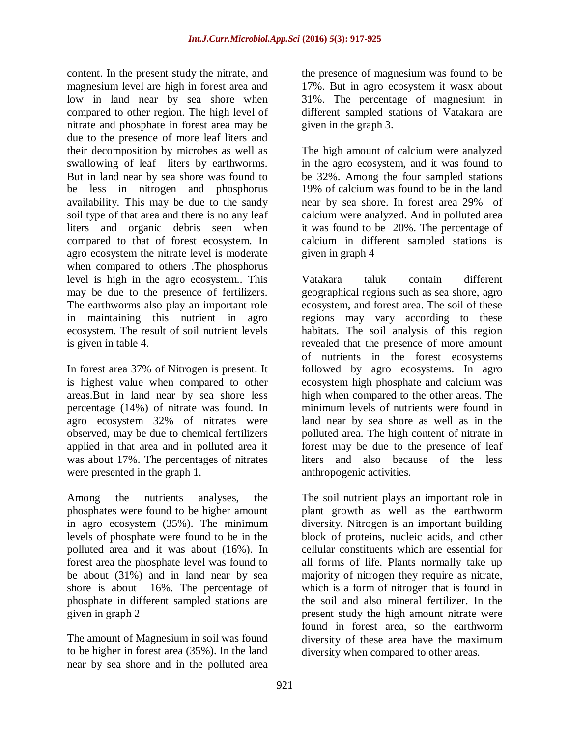content. In the present study the nitrate, and magnesium level are high in forest area and low in land near by sea shore when compared to other region. The high level of nitrate and phosphate in forest area may be due to the presence of more leaf liters and their decomposition by microbes as well as swallowing of leaf liters by earthworms. But in land near by sea shore was found to be less in nitrogen and phosphorus availability. This may be due to the sandy soil type of that area and there is no any leaf liters and organic debris seen when compared to that of forest ecosystem. In agro ecosystem the nitrate level is moderate when compared to others .The phosphorus level is high in the agro ecosystem.. This may be due to the presence of fertilizers. The earthworms also play an important role in maintaining this nutrient in agro ecosystem. The result of soil nutrient levels is given in table 4.

In forest area 37% of Nitrogen is present. It is highest value when compared to other areas.But in land near by sea shore less percentage (14%) of nitrate was found. In agro ecosystem 32% of nitrates were observed, may be due to chemical fertilizers applied in that area and in polluted area it was about 17%. The percentages of nitrates were presented in the graph 1.

Among the nutrients analyses, the phosphates were found to be higher amount in agro ecosystem (35%). The minimum levels of phosphate were found to be in the polluted area and it was about (16%). In forest area the phosphate level was found to be about (31%) and in land near by sea shore is about 16%. The percentage of phosphate in different sampled stations are given in graph 2

The amount of Magnesium in soil was found to be higher in forest area (35%). In the land near by sea shore and in the polluted area the presence of magnesium was found to be 17%. But in agro ecosystem it wasx about 31%. The percentage of magnesium in different sampled stations of Vatakara are given in the graph 3.

The high amount of calcium were analyzed in the agro ecosystem, and it was found to be 32%. Among the four sampled stations 19% of calcium was found to be in the land near by sea shore. In forest area 29% of calcium were analyzed. And in polluted area it was found to be 20%. The percentage of calcium in different sampled stations is given in graph 4

Vatakara taluk contain different geographical regions such as sea shore, agro ecosystem, and forest area. The soil of these regions may vary according to these habitats. The soil analysis of this region revealed that the presence of more amount of nutrients in the forest ecosystems followed by agro ecosystems. In agro ecosystem high phosphate and calcium was high when compared to the other areas. The minimum levels of nutrients were found in land near by sea shore as well as in the polluted area. The high content of nitrate in forest may be due to the presence of leaf liters and also because of the less anthropogenic activities.

The soil nutrient plays an important role in plant growth as well as the earthworm diversity. Nitrogen is an important building block of proteins, nucleic acids, and other cellular constituents which are essential for all forms of life. Plants normally take up majority of nitrogen they require as nitrate, which is a form of nitrogen that is found in the soil and also mineral fertilizer. In the present study the high amount nitrate were found in forest area, so the earthworm diversity of these area have the maximum diversity when compared to other areas.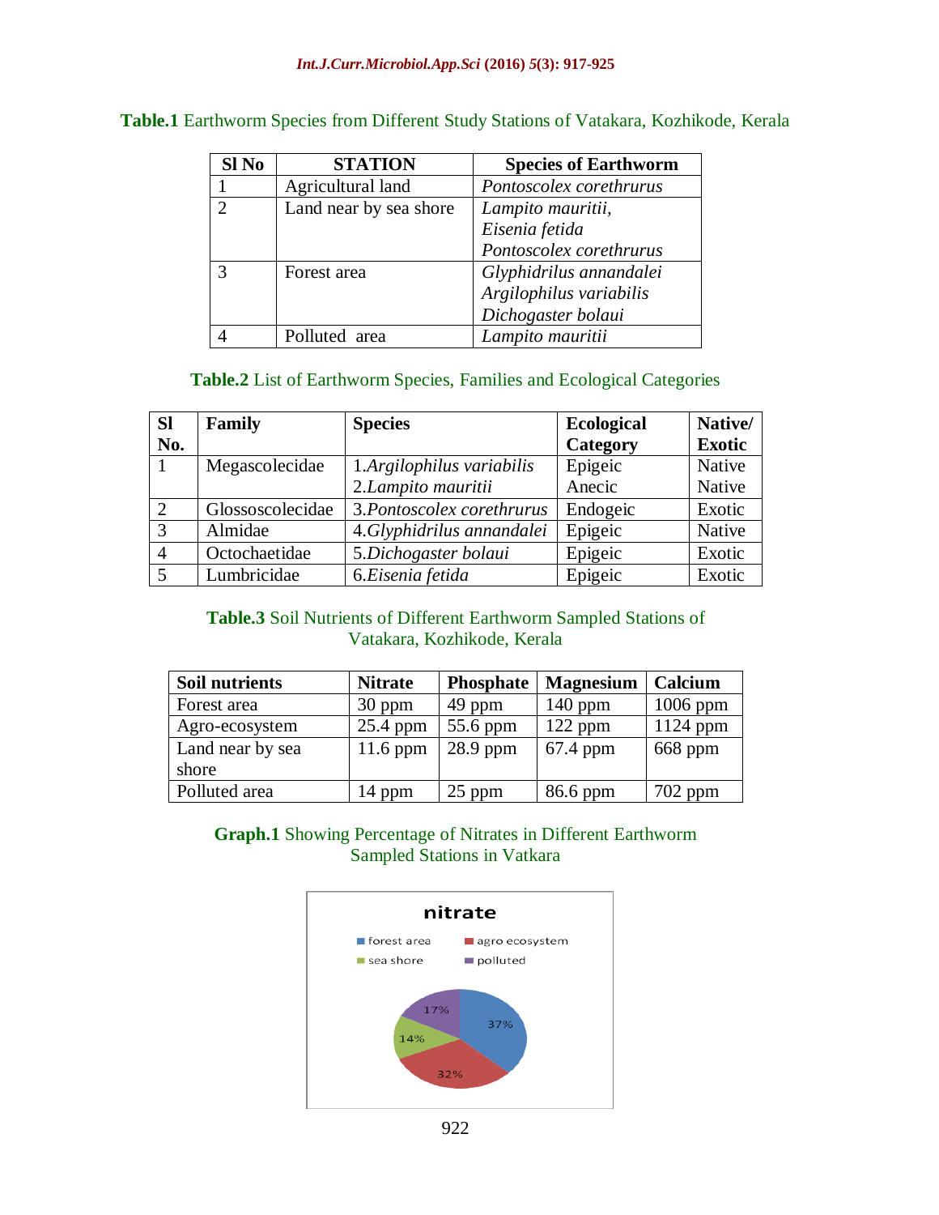**Table.1** Earthworm Species from Different Study Stations of Vatakara, Kozhikode, Kerala

| Sl No | STATION | Species of Earthworm |
|---|---|---|
| 1 | Agricultural land | *Pontoscolex corethrurus* |
| 2 | Land near by sea shore | *Lampito mauritii*, *Eisenia fetida* *Pontoscolex corethrurus* |
| 3 | Forest area | *Glyphidrilus annandalei* *Argilophilus variabilis* *Dichogaster bolaui* |
| 4 | Polluted area | *Lampito mauritii* |

**Table.2** List of Earthworm Species, Families and Ecological Categories

| Sl No. | Family | Species | Ecological Category | Native/ Exotic |
|---|---|---|---|---|
| 1 | Megascolecidae | 1.*Argilophilus variabilis* 2.*Lampito mauritii* | Epigeic Anecic | Native Native |
| 2 | Glossoscolecidae | 3.*Pontoscolex corethrurus* | Endogeic | Exotic |
| 3 | Almidae | 4.*Glyphidrilus annandalei* | Epigeic | Native |
| 4 | Octochaetidae | 5.*Dichogaster bolaui* | Epigeic | Exotic |
| 5 | Lumbricidae | 6.*Eisenia fetida* | Epigeic | Exotic |

**Table.3** Soil Nutrients of Different Earthworm Sampled Stations of Vatakara, Kozhikode, Kerala

| Soil nutrients | Nitrate | Phosphate | Magnesium | Calcium |
|---|---|---|---|---|
| Forest area | 30 ppm | 49 ppm | 140 ppm | 1006 ppm |
| Agro-ecosystem | 25.4 ppm | 55.6 ppm | 122 ppm | 1124 ppm |
| Land near by sea shore | 11.6 ppm | 28.9 ppm | 67.4 ppm | 668 ppm |
| Polluted area | 14 ppm | 25 ppm | 86.6 ppm | 702 ppm |

**Graph.1** Showing Percentage of Nitrates in Different Earthworm Sampled Stations in Vatkara

nitrate

forest area 37%, agro ecosystem 32%, sea shore 14%, polluted 17%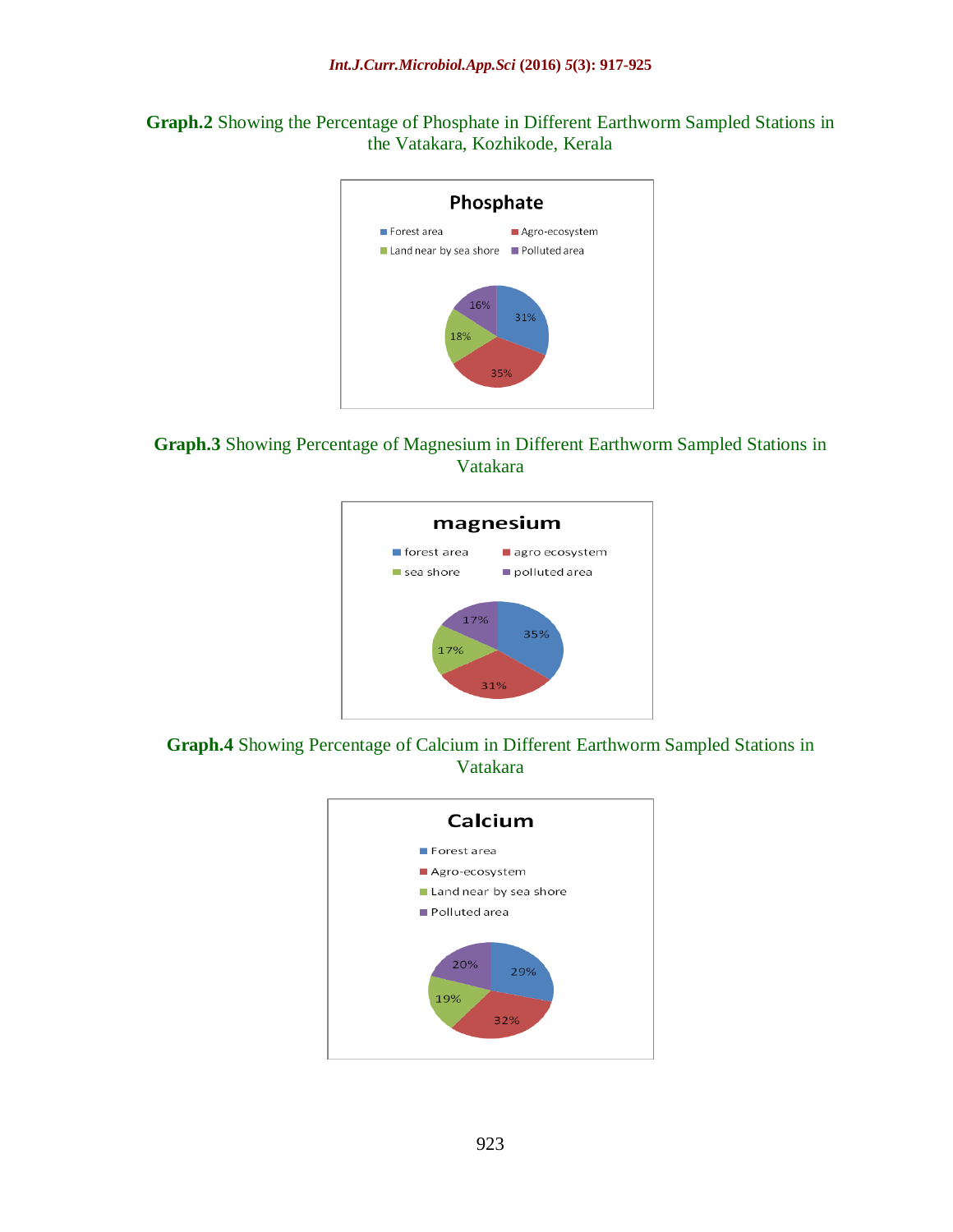**Graph.2** Showing the Percentage of Phosphate in Different Earthworm Sampled Stations in the Vatakara, Kozhikode, Kerala

**Phosphate**

- Forest area: 31%
- Agro-ecosystem: 35%
- Land near by sea shore: 18%
- Polluted area: 16%

**Graph.3** Showing Percentage of Magnesium in Different Earthworm Sampled Stations in Vatakara

**magnesium**

- forest area: 35%
- agro ecosystem: 31%
- sea shore: 17%
- polluted area: 17%

**Graph.4** Showing Percentage of Calcium in Different Earthworm Sampled Stations in Vatakara

**Calcium**

- Forest area: 29%
- Agro-ecosystem: 32%
- Land near by sea shore: 19%
- Polluted area: 20%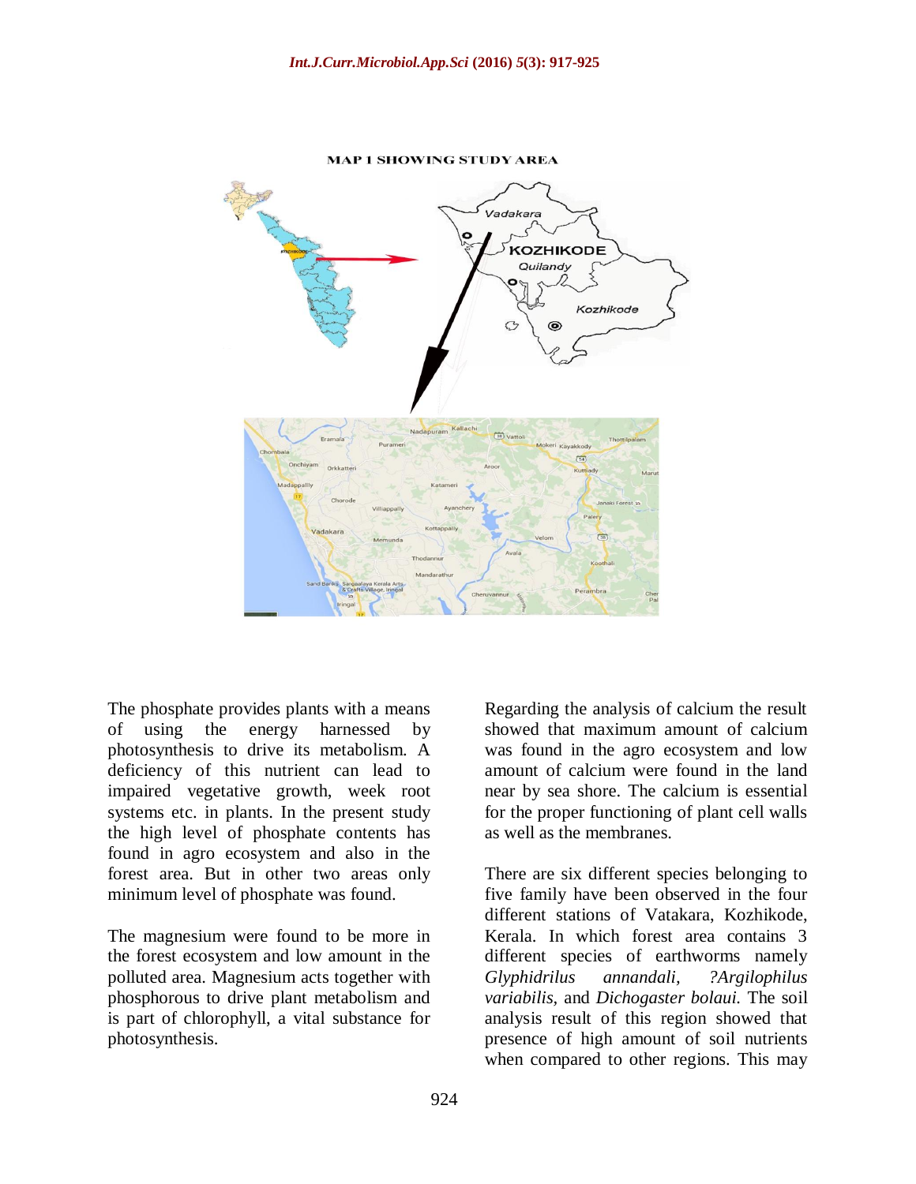**MAP 1 SHOWING STUDY AREA**

The phosphate provides plants with a means of using the energy harnessed by photosynthesis to drive its metabolism. A deficiency of this nutrient can lead to impaired vegetative growth, week root systems etc. in plants. In the present study the high level of phosphate contents has found in agro ecosystem and also in the forest area. But in other two areas only minimum level of phosphate was found.

The magnesium were found to be more in the forest ecosystem and low amount in the polluted area. Magnesium acts together with phosphorous to drive plant metabolism and is part of chlorophyll, a vital substance for photosynthesis.

Regarding the analysis of calcium the result showed that maximum amount of calcium was found in the agro ecosystem and low amount of calcium were found in the land near by sea shore. The calcium is essential for the proper functioning of plant cell walls as well as the membranes.

There are six different species belonging to five family have been observed in the four different stations of Vatakara, Kozhikode, Kerala. In which forest area contains 3 different species of earthworms namely *Glyphidrilus annandali*, *?Argilophilus variabilis*, and *Dichogaster bolaui*. The soil analysis result of this region showed that presence of high amount of soil nutrients when compared to other regions. This may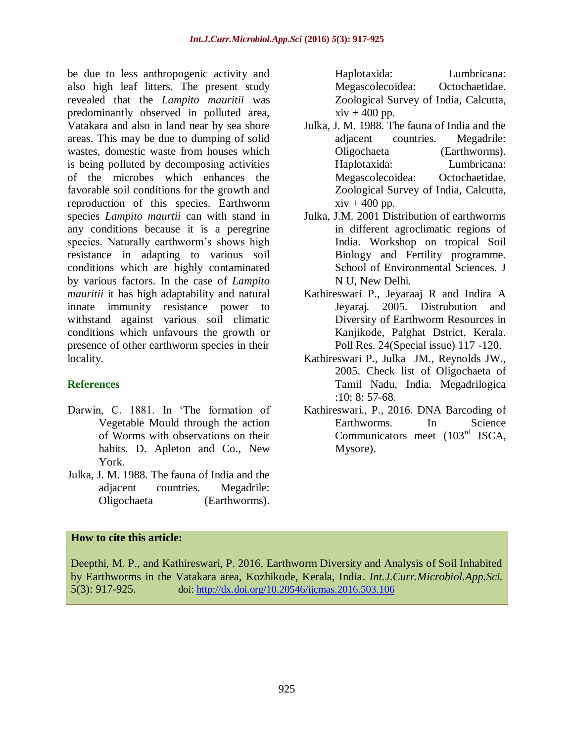be due to less anthropogenic activity and also high leaf litters. The present study revealed that the *Lampito mauritii* was predominantly observed in polluted area, Vatakara and also in land near by sea shore areas. This may be due to dumping of solid wastes, domestic waste from houses which is being polluted by decomposing activities of the microbes which enhances the favorable soil conditions for the growth and reproduction of this species. Earthworm species *Lampito maurtii* can with stand in any conditions because it is a peregrine species. Naturally earthworm's shows high resistance in adapting to various soil conditions which are highly contaminated by various factors. In the case of *Lampito mauritii* it has high adaptability and natural innate immunity resistance power to withstand against various soil climatic conditions which unfavours the growth or presence of other earthworm species in their locality.

## References

Darwin, C. 1881. In 'The formation of Vegetable Mould through the action of Worms with observations on their habits. D. Apleton and Co., New York.

Julka, J. M. 1988. The fauna of India and the adjacent countries. Megadrile: Oligochaeta (Earthworms). Haplotaxida: Lumbricana: Megascolecoidea: Octochaetidae. Zoological Survey of India, Calcutta, xiv + 400 pp.

Julka, J. M. 1988. The fauna of India and the adjacent countries. Megadrile: Oligochaeta (Earthworms). Haplotaxida: Lumbricana: Megascolecoidea: Octochaetidae. Zoological Survey of India, Calcutta, xiv + 400 pp.

Julka, J.M. 2001 Distribution of earthworms in different agroclimatic regions of India. Workshop on tropical Soil Biology and Fertility programme. School of Environmental Sciences. J N U, New Delhi.

Kathireswari P., Jeyaraaj R and Indira A Jeyaraj. 2005. Distrubution and Diversity of Earthworm Resources in Kanjikode, Palghat Dstrict, Kerala. Poll Res. 24(Special issue) 117 -120.

Kathireswari P., Julka JM., Reynolds JW., 2005. Check list of Oligochaeta of Tamil Nadu, India. Megadrilogica :10: 8: 57-68.

Kathireswari., P., 2016. DNA Barcoding of Earthworms. In Science Communicators meet (103rd ISCA, Mysore).

**How to cite this article:**

Deepthi, M. P., and Kathireswari, P. 2016. Earthworm Diversity and Analysis of Soil Inhabited by Earthworms in the Vatakara area, Kozhikode, Kerala, India. *Int.J.Curr.Microbiol.App.Sci.* 5(3): 917-925. doi: http://dx.doi.org/10.20546/ijcmas.2016.503.106